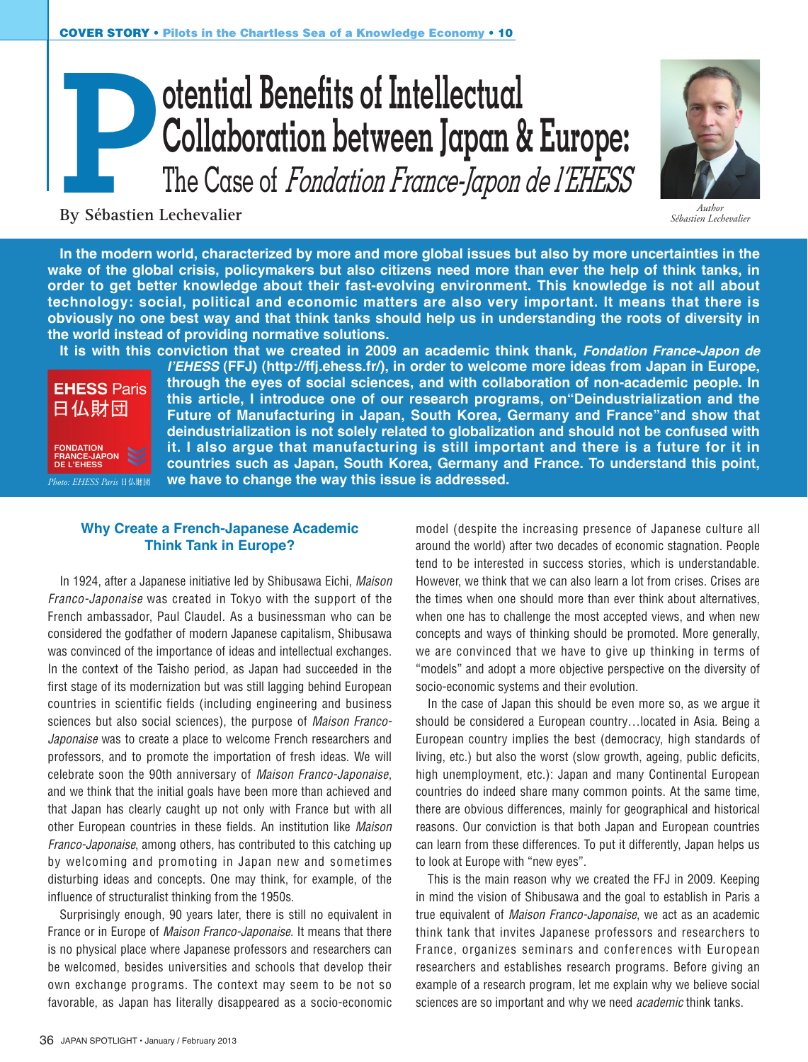# Potential Benefits of Intellectual Collaboration between Japan & Europe: The Case of *Fondation France-Japon de l'EHESS*

By Sébastien Lechevalier

*Author Sébastien Lechevalier*

**In the modern world, characterized by more and more global issues but also by more uncertainties in the wake of the global crisis, policymakers but also citizens need more than ever the help of think tanks, in order to get better knowledge about their fast-evolving environment. This knowledge is not all about technology: social, political and economic matters are also very important. It means that there is obviously no one best way and that think tanks should help us in understanding the roots of diversity in the world instead of providing normative solutions.**

**It is with this conviction that we created in 2009 an academic think thank, *Fondation France-Japon de l'EHESS* (FFJ) (http://ffj.ehess.fr/), in order to welcome more ideas from Japan in Europe, through the eyes of social sciences, and with collaboration of non-academic people. In this article, I introduce one of our research programs, on"Deindustrialization and the Future of Manufacturing in Japan, South Korea, Germany and France"and show that deindustrialization is not solely related to globalization and should not be confused with it. I also argue that manufacturing is still important and there is a future for it in countries such as Japan, South Korea, Germany and France. To understand this point, we have to change the way this issue is addressed.**

EHESS Paris 日仏財団 FONDATION FRANCE-JAPON DE L'EHESS

*Photo: EHESS Paris 日仏財団*

## Why Create a French-Japanese Academic Think Tank in Europe?

In 1924, after a Japanese initiative led by Shibusawa Eichi, *Maison Franco-Japonaise* was created in Tokyo with the support of the French ambassador, Paul Claudel. As a businessman who can be considered the godfather of modern Japanese capitalism, Shibusawa was convinced of the importance of ideas and intellectual exchanges. In the context of the Taisho period, as Japan had succeeded in the first stage of its modernization but was still lagging behind European countries in scientific fields (including engineering and business sciences but also social sciences), the purpose of *Maison Franco-Japonaise* was to create a place to welcome French researchers and professors, and to promote the importation of fresh ideas. We will celebrate soon the 90th anniversary of *Maison Franco-Japonaise*, and we think that the initial goals have been more than achieved and that Japan has clearly caught up not only with France but with all other European countries in these fields. An institution like *Maison Franco-Japonaise*, among others, has contributed to this catching up by welcoming and promoting in Japan new and sometimes disturbing ideas and concepts. One may think, for example, of the influence of structuralist thinking from the 1950s.

Surprisingly enough, 90 years later, there is still no equivalent in France or in Europe of *Maison Franco-Japonaise*. It means that there is no physical place where Japanese professors and researchers can be welcomed, besides universities and schools that develop their own exchange programs. The context may seem to be not so favorable, as Japan has literally disappeared as a socio-economic model (despite the increasing presence of Japanese culture all around the world) after two decades of economic stagnation. People tend to be interested in success stories, which is understandable. However, we think that we can also learn a lot from crises. Crises are the times when one should more than ever think about alternatives, when one has to challenge the most accepted views, and when new concepts and ways of thinking should be promoted. More generally, we are convinced that we have to give up thinking in terms of "models" and adopt a more objective perspective on the diversity of socio-economic systems and their evolution.

In the case of Japan this should be even more so, as we argue it should be considered a European country…located in Asia. Being a European country implies the best (democracy, high standards of living, etc.) but also the worst (slow growth, ageing, public deficits, high unemployment, etc.): Japan and many Continental European countries do indeed share many common points. At the same time, there are obvious differences, mainly for geographical and historical reasons. Our conviction is that both Japan and European countries can learn from these differences. To put it differently, Japan helps us to look at Europe with "new eyes".

This is the main reason why we created the FFJ in 2009. Keeping in mind the vision of Shibusawa and the goal to establish in Paris a true equivalent of *Maison Franco-Japonaise*, we act as an academic think tank that invites Japanese professors and researchers to France, organizes seminars and conferences with European researchers and establishes research programs. Before giving an example of a research program, let me explain why we believe social sciences are so important and why we need *academic* think tanks.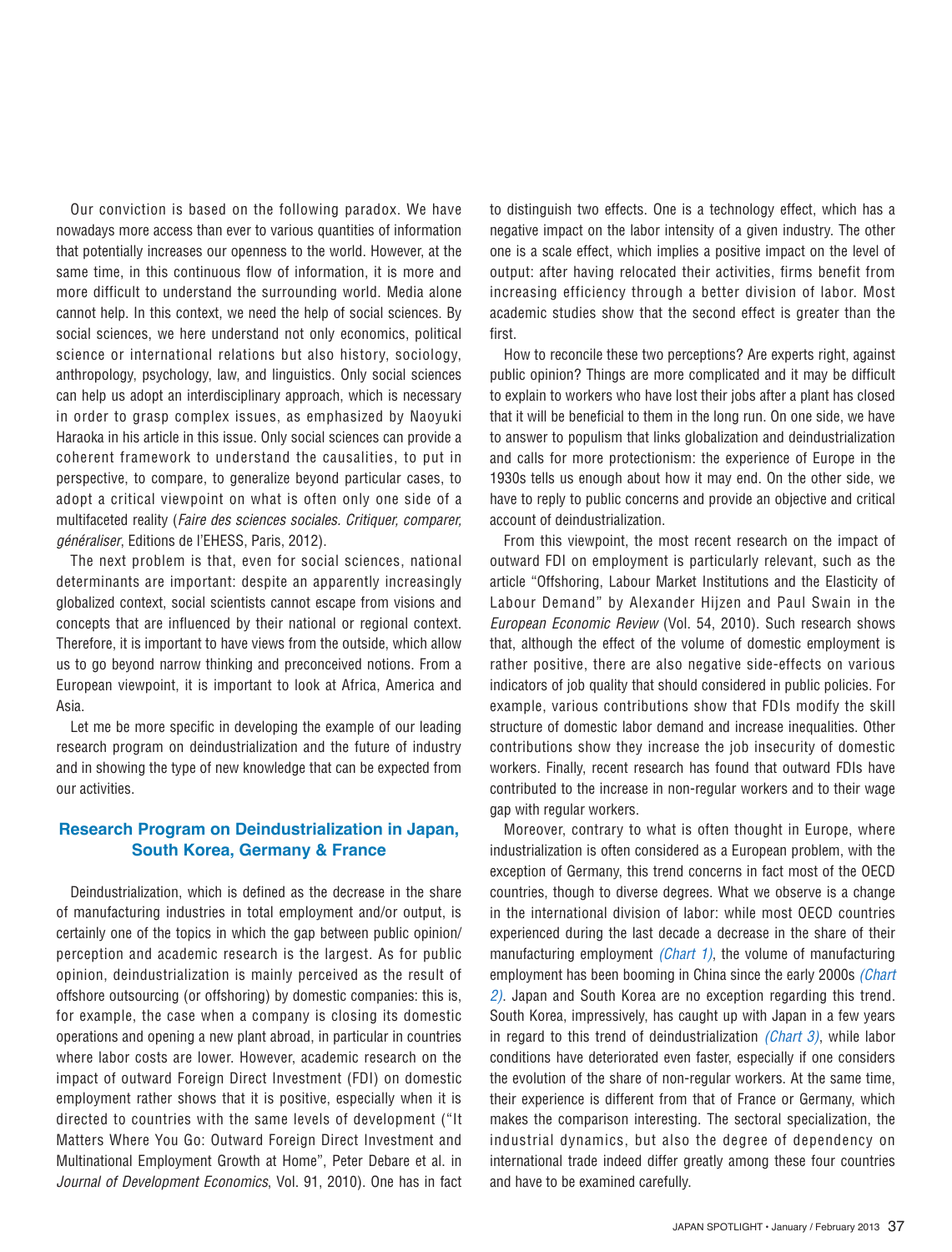Our conviction is based on the following paradox. We have nowadays more access than ever to various quantities of information that potentially increases our openness to the world. However, at the same time, in this continuous flow of information, it is more and more difficult to understand the surrounding world. Media alone cannot help. In this context, we need the help of social sciences. By social sciences, we here understand not only economics, political science or international relations but also history, sociology, anthropology, psychology, law, and linguistics. Only social sciences can help us adopt an interdisciplinary approach, which is necessary in order to grasp complex issues, as emphasized by Naoyuki Haraoka in his article in this issue. Only social sciences can provide a coherent framework to understand the causalities, to put in perspective, to compare, to generalize beyond particular cases, to adopt a critical viewpoint on what is often only one side of a multifaceted reality (*Faire des sciences sociales. Critiquer, comparer, généraliser*, Editions de l'EHESS, Paris, 2012).

The next problem is that, even for social sciences, national determinants are important: despite an apparently increasingly globalized context, social scientists cannot escape from visions and concepts that are influenced by their national or regional context. Therefore, it is important to have views from the outside, which allow us to go beyond narrow thinking and preconceived notions. From a European viewpoint, it is important to look at Africa, America and Asia.

Let me be more specific in developing the example of our leading research program on deindustrialization and the future of industry and in showing the type of new knowledge that can be expected from our activities.

## Research Program on Deindustrialization in Japan, South Korea, Germany & France

Deindustrialization, which is defined as the decrease in the share of manufacturing industries in total employment and/or output, is certainly one of the topics in which the gap between public opinion/ perception and academic research is the largest. As for public opinion, deindustrialization is mainly perceived as the result of offshore outsourcing (or offshoring) by domestic companies: this is, for example, the case when a company is closing its domestic operations and opening a new plant abroad, in particular in countries where labor costs are lower. However, academic research on the impact of outward Foreign Direct Investment (FDI) on domestic employment rather shows that it is positive, especially when it is directed to countries with the same levels of development ("It Matters Where You Go: Outward Foreign Direct Investment and Multinational Employment Growth at Home", Peter Debare et al. in *Journal of Development Economics*, Vol. 91, 2010). One has in fact to distinguish two effects. One is a technology effect, which has a negative impact on the labor intensity of a given industry. The other one is a scale effect, which implies a positive impact on the level of output: after having relocated their activities, firms benefit from increasing efficiency through a better division of labor. Most academic studies show that the second effect is greater than the first.

How to reconcile these two perceptions? Are experts right, against public opinion? Things are more complicated and it may be difficult to explain to workers who have lost their jobs after a plant has closed that it will be beneficial to them in the long run. On one side, we have to answer to populism that links globalization and deindustrialization and calls for more protectionism: the experience of Europe in the 1930s tells us enough about how it may end. On the other side, we have to reply to public concerns and provide an objective and critical account of deindustrialization.

From this viewpoint, the most recent research on the impact of outward FDI on employment is particularly relevant, such as the article "Offshoring, Labour Market Institutions and the Elasticity of Labour Demand" by Alexander Hijzen and Paul Swain in the *European Economic Review* (Vol. 54, 2010). Such research shows that, although the effect of the volume of domestic employment is rather positive, there are also negative side-effects on various indicators of job quality that should considered in public policies. For example, various contributions show that FDIs modify the skill structure of domestic labor demand and increase inequalities. Other contributions show they increase the job insecurity of domestic workers. Finally, recent research has found that outward FDIs have contributed to the increase in non-regular workers and to their wage gap with regular workers.

Moreover, contrary to what is often thought in Europe, where industrialization is often considered as a European problem, with the exception of Germany, this trend concerns in fact most of the OECD countries, though to diverse degrees. What we observe is a change in the international division of labor: while most OECD countries experienced during the last decade a decrease in the share of their manufacturing employment *(Chart 1)*, the volume of manufacturing employment has been booming in China since the early 2000s *(Chart 2)*. Japan and South Korea are no exception regarding this trend. South Korea, impressively, has caught up with Japan in a few years in regard to this trend of deindustrialization *(Chart 3)*, while labor conditions have deteriorated even faster, especially if one considers the evolution of the share of non-regular workers. At the same time, their experience is different from that of France or Germany, which makes the comparison interesting. The sectoral specialization, the industrial dynamics, but also the degree of dependency on international trade indeed differ greatly among these four countries and have to be examined carefully.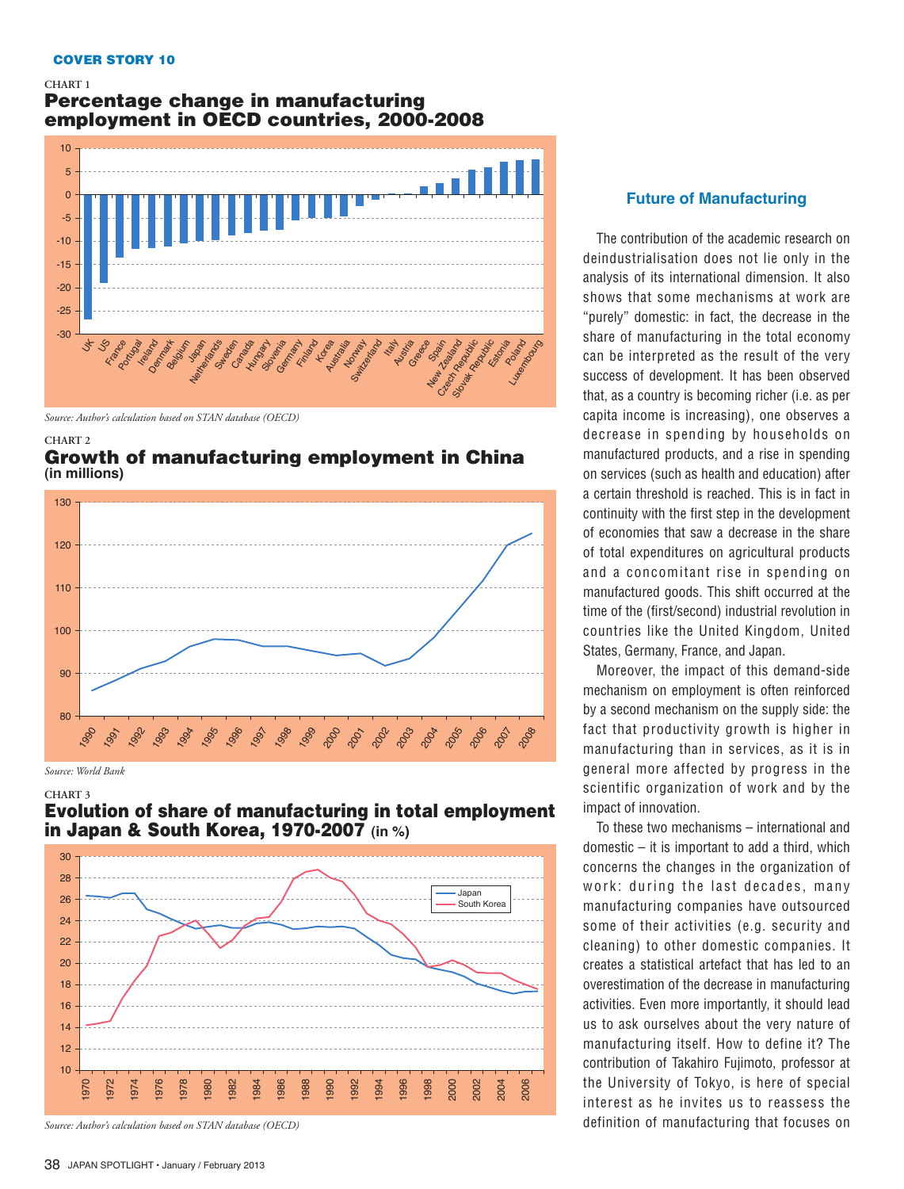COVER STORY 10

CHART 1

### Percentage change in manufacturing employment in OECD countries, 2000-2008

*Source: Author's calculation based on STAN database (OECD)*

CHART 2

### Growth of manufacturing employment in China (in millions)

*Source: World Bank*

CHART 3

### Evolution of share of manufacturing in total employment in Japan & South Korea, 1970-2007 (in %)

*Source: Author's calculation based on STAN database (OECD)*

## Future of Manufacturing

The contribution of the academic research on deindustrialisation does not lie only in the analysis of its international dimension. It also shows that some mechanisms at work are "purely" domestic: in fact, the decrease in the share of manufacturing in the total economy can be interpreted as the result of the very success of development. It has been observed that, as a country is becoming richer (i.e. as per capita income is increasing), one observes a decrease in spending by households on manufactured products, and a rise in spending on services (such as health and education) after a certain threshold is reached. This is in fact in continuity with the first step in the development of economies that saw a decrease in the share of total expenditures on agricultural products and a concomitant rise in spending on manufactured goods. This shift occurred at the time of the (first/second) industrial revolution in countries like the United Kingdom, United States, Germany, France, and Japan.

Moreover, the impact of this demand-side mechanism on employment is often reinforced by a second mechanism on the supply side: the fact that productivity growth is higher in manufacturing than in services, as it is in general more affected by progress in the scientific organization of work and by the impact of innovation.

To these two mechanisms – international and domestic – it is important to add a third, which concerns the changes in the organization of work: during the last decades, many manufacturing companies have outsourced some of their activities (e.g. security and cleaning) to other domestic companies. It creates a statistical artefact that has led to an overestimation of the decrease in manufacturing activities. Even more importantly, it should lead us to ask ourselves about the very nature of manufacturing itself. How to define it? The contribution of Takahiro Fujimoto, professor at the University of Tokyo, is here of special interest as he invites us to reassess the definition of manufacturing that focuses on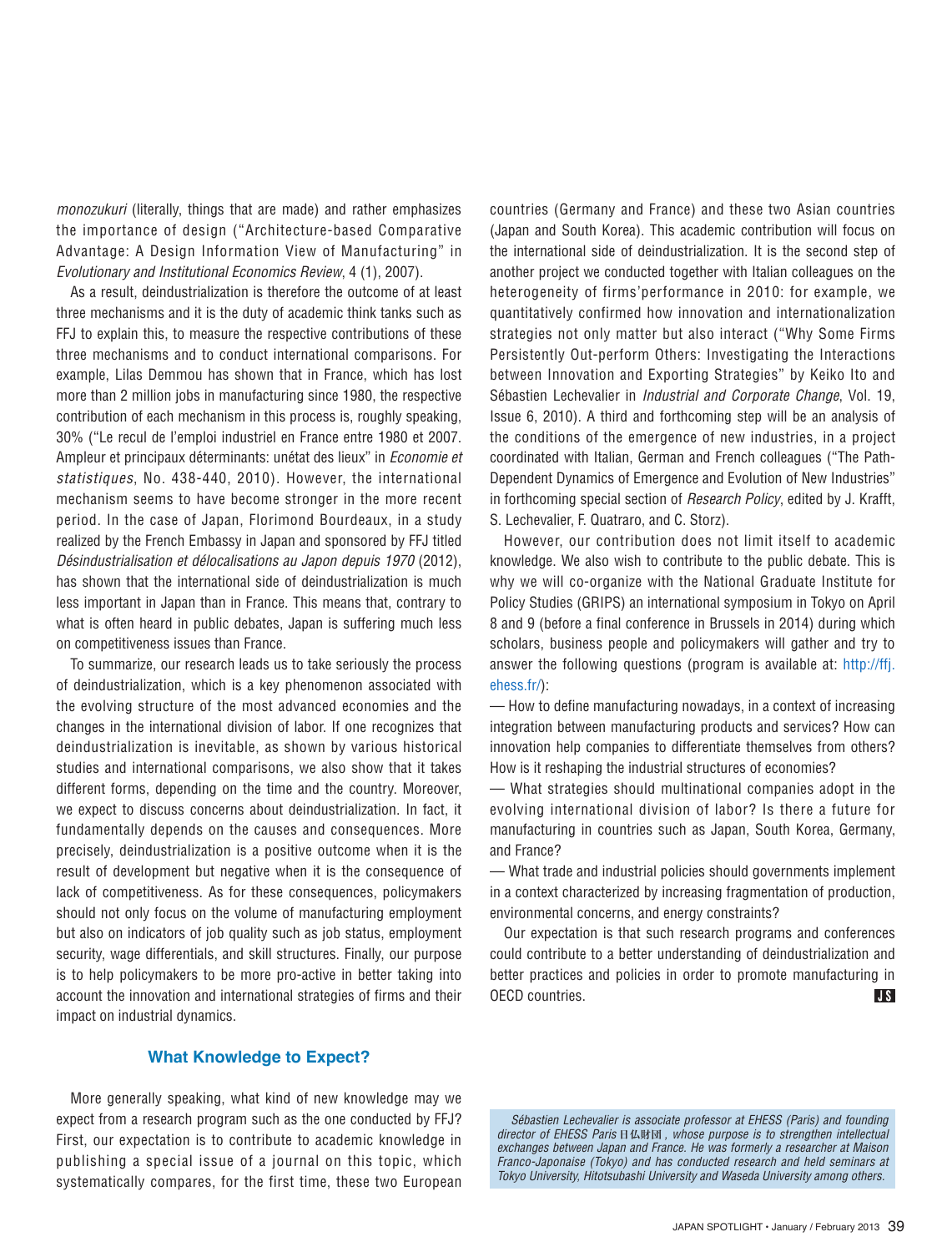*monozukuri* (literally, things that are made) and rather emphasizes the importance of design ("Architecture-based Comparative Advantage: A Design Information View of Manufacturing" in *Evolutionary and Institutional Economics Review*, 4 (1), 2007).

As a result, deindustrialization is therefore the outcome of at least three mechanisms and it is the duty of academic think tanks such as FFJ to explain this, to measure the respective contributions of these three mechanisms and to conduct international comparisons. For example, Lilas Demmou has shown that in France, which has lost more than 2 million jobs in manufacturing since 1980, the respective contribution of each mechanism in this process is, roughly speaking, 30% ("Le recul de l'emploi industriel en France entre 1980 et 2007. Ampleur et principaux déterminants: unétat des lieux" in *Economie et statistiques*, No. 438-440, 2010). However, the international mechanism seems to have become stronger in the more recent period. In the case of Japan, Florimond Bourdeaux, in a study realized by the French Embassy in Japan and sponsored by FFJ titled *Désindustrialisation et délocalisations au Japon depuis 1970* (2012), has shown that the international side of deindustrialization is much less important in Japan than in France. This means that, contrary to what is often heard in public debates, Japan is suffering much less on competitiveness issues than France.

To summarize, our research leads us to take seriously the process of deindustrialization, which is a key phenomenon associated with the evolving structure of the most advanced economies and the changes in the international division of labor. If one recognizes that deindustrialization is inevitable, as shown by various historical studies and international comparisons, we also show that it takes different forms, depending on the time and the country. Moreover, we expect to discuss concerns about deindustrialization. In fact, it fundamentally depends on the causes and consequences. More precisely, deindustrialization is a positive outcome when it is the result of development but negative when it is the consequence of lack of competitiveness. As for these consequences, policymakers should not only focus on the volume of manufacturing employment but also on indicators of job quality such as job status, employment security, wage differentials, and skill structures. Finally, our purpose is to help policymakers to be more pro-active in better taking into account the innovation and international strategies of firms and their impact on industrial dynamics.

## What Knowledge to Expect?

More generally speaking, what kind of new knowledge may we expect from a research program such as the one conducted by FFJ? First, our expectation is to contribute to academic knowledge in publishing a special issue of a journal on this topic, which systematically compares, for the first time, these two European countries (Germany and France) and these two Asian countries (Japan and South Korea). This academic contribution will focus on the international side of deindustrialization. It is the second step of another project we conducted together with Italian colleagues on the heterogeneity of firms'performance in 2010: for example, we quantitatively confirmed how innovation and internationalization strategies not only matter but also interact ("Why Some Firms Persistently Out-perform Others: Investigating the Interactions between Innovation and Exporting Strategies" by Keiko Ito and Sébastien Lechevalier in *Industrial and Corporate Change*, Vol. 19, Issue 6, 2010). A third and forthcoming step will be an analysis of the conditions of the emergence of new industries, in a project coordinated with Italian, German and French colleagues ("The Path-Dependent Dynamics of Emergence and Evolution of New Industries" in forthcoming special section of *Research Policy*, edited by J. Krafft, S. Lechevalier, F. Quatraro, and C. Storz).

However, our contribution does not limit itself to academic knowledge. We also wish to contribute to the public debate. This is why we will co-organize with the National Graduate Institute for Policy Studies (GRIPS) an international symposium in Tokyo on April 8 and 9 (before a final conference in Brussels in 2014) during which scholars, business people and policymakers will gather and try to answer the following questions (program is available at: http://ffj.ehess.fr/):

— How to define manufacturing nowadays, in a context of increasing integration between manufacturing products and services? How can innovation help companies to differentiate themselves from others? How is it reshaping the industrial structures of economies?

— What strategies should multinational companies adopt in the evolving international division of labor? Is there a future for manufacturing in countries such as Japan, South Korea, Germany, and France?

— What trade and industrial policies should governments implement in a context characterized by increasing fragmentation of production, environmental concerns, and energy constraints?

Our expectation is that such research programs and conferences could contribute to a better understanding of deindustrialization and better practices and policies in order to promote manufacturing in OECD countries.

*Sébastien Lechevalier is associate professor at EHESS (Paris) and founding director of EHESS Paris 日仏財団, whose purpose is to strengthen intellectual exchanges between Japan and France. He was formerly a researcher at Maison Franco-Japonaise (Tokyo) and has conducted research and held seminars at Tokyo University, Hitotsubashi University and Waseda University among others.*